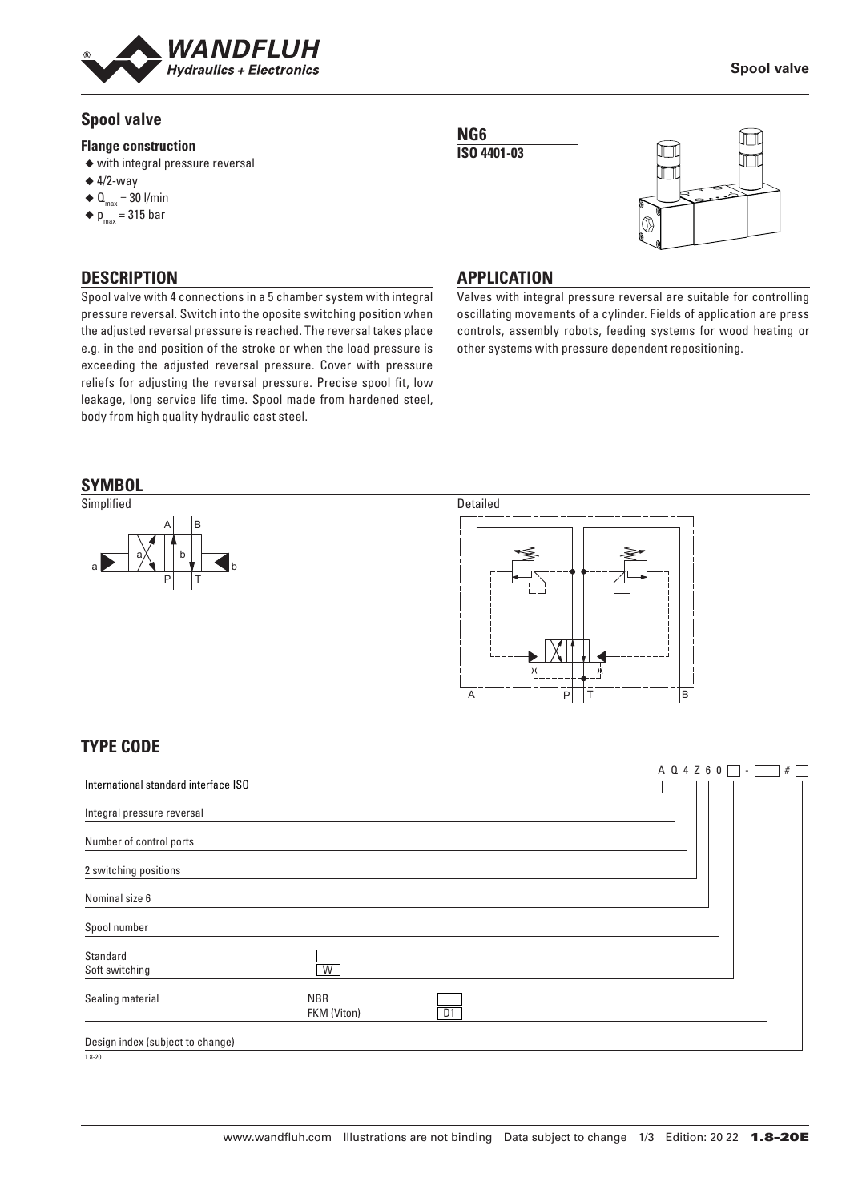# Spool valve

**Flange construction**

- ◆ with integral pressure reversal
- ◆ 4/2-way
- ◆ $Q_{max}$ = 30 l/min
- ◆ $p_{max}$ = 315 bar

**NG6**
**ISO 4401-03**

## DESCRIPTION

Spool valve with 4 connections in a 5 chamber system with integral pressure reversal. Switch into the oposite switching position when the adjusted reversal pressure is reached. The reversal takes place e.g. in the end position of the stroke or when the load pressure is exceeding the adjusted reversal pressure. Cover with pressure reliefs for adjusting the reversal pressure. Precise spool fit, low leakage, long service life time. Spool made from hardened steel, body from high quality hydraulic cast steel.

## APPLICATION

Valves with integral pressure reversal are suitable for controlling oscillating movements of a cylinder. Fields of application are press controls, assembly robots, feeding systems for wood heating or other systems with pressure dependent repositioning.

## SYMBOL

Simplified

Detailed

## TYPE CODE

A Q 4 Z 6 0 ☐ - ☐ # ☐

| | | |
|---|---|---|
| International standard interface ISO | | |
| Integral pressure reversal | | |
| Number of control ports | | |
| 2 switching positions | | |
| Nominal size 6 | | |
| Spool number | | |
| Standard | ☐ | |
| Soft switching | W | |
| Sealing material | NBR | ☐ |
| | FKM (Viton) | D1 |
| Design index (subject to change) | | |

1.8-20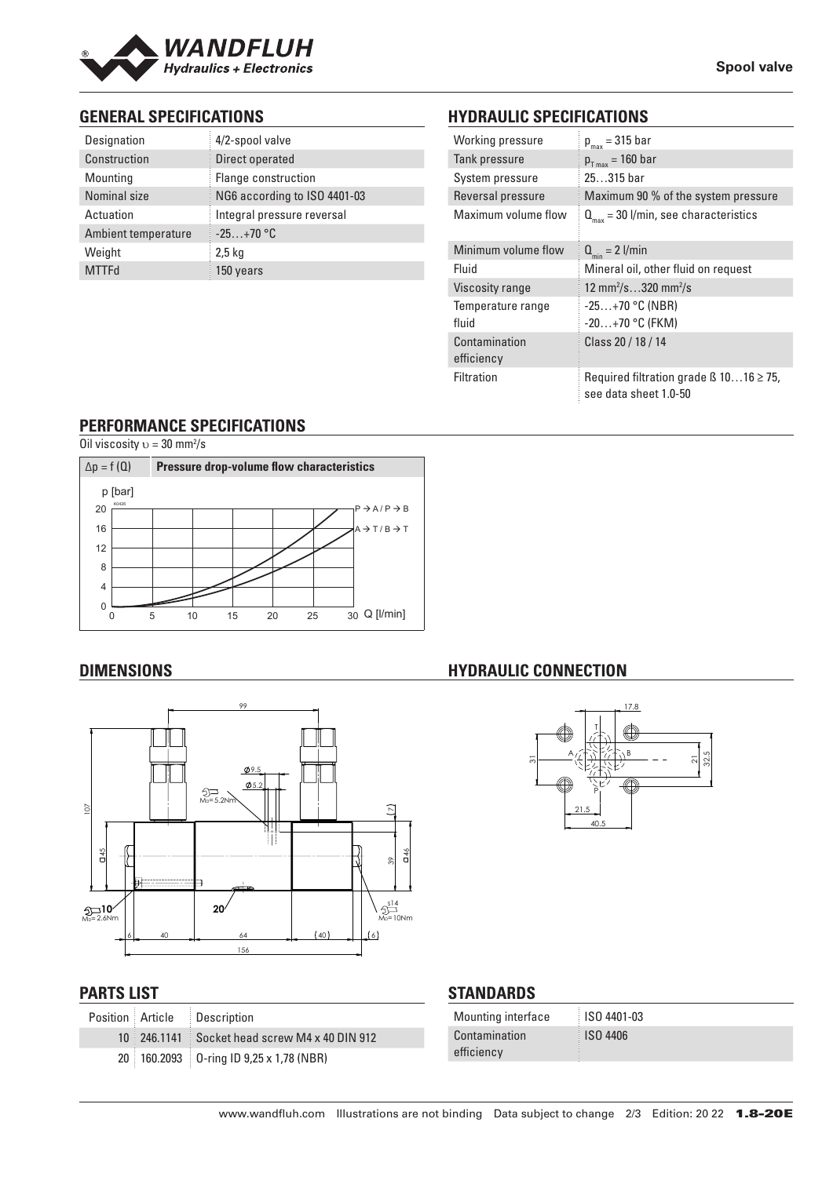## GENERAL SPECIFICATIONS

| Designation | 4/2-spool valve |
|---|---|
| Construction | Direct operated |
| Mounting | Flange construction |
| Nominal size | NG6 according to ISO 4401-03 |
| Actuation | Integral pressure reversal |
| Ambient temperature | -25…+70 °C |
| Weight | 2,5 kg |
| MTTFd | 150 years |

## HYDRAULIC SPECIFICATIONS

| Working pressure | $p_{max}$ = 315 bar |
|---|---|
| Tank pressure | $p_{T\,max}$ = 160 bar |
| System pressure | 25…315 bar |
| Reversal pressure | Maximum 90 % of the system pressure |
| Maximum volume flow | $Q_{max}$ = 30 l/min, see characteristics |
| Minimum volume flow | $Q_{min}$ = 2 l/min |
| Fluid | Mineral oil, other fluid on request |
| Viscosity range | 12 mm²/s…320 mm²/s |
| Temperature range fluid | -25…+70 °C (NBR)<br>-20…+70 °C (FKM) |
| Contamination efficiency | Class 20 / 18 / 14 |
| Filtration | Required filtration grade ß 10…16 ≥ 75, see data sheet 1.0-50 |

## PERFORMANCE SPECIFICATIONS

Oil viscosity $\upsilon$ = 30 mm²/s

$\Delta p = f(Q)$ — Pressure drop-volume flow characteristics

p [bar]; Q [l/min]; P → A / P → B; A → T / B → T

## DIMENSIONS

## HYDRAULIC CONNECTION

## PARTS LIST

| Position | Article | Description |
|---|---|---|
| 10 | 246.1141 | Socket head screw M4 x 40 DIN 912 |
| 20 | 160.2093 | O-ring ID 9,25 x 1,78 (NBR) |

## STANDARDS

| Mounting interface | ISO 4401-03 |
|---|---|
| Contamination efficiency | ISO 4406 |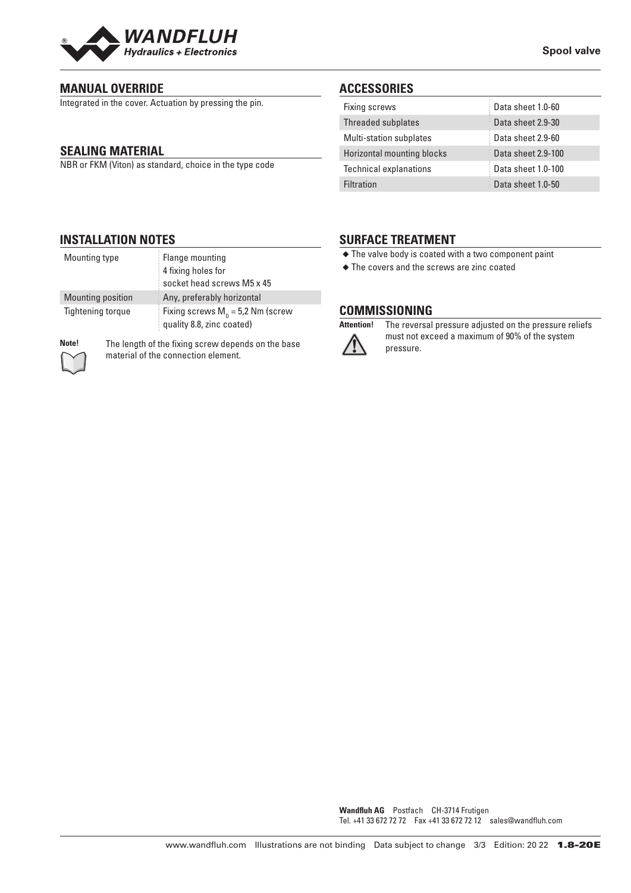## MANUAL OVERRIDE

Integrated in the cover. Actuation by pressing the pin.

## SEALING MATERIAL

NBR or FKM (Viton) as standard, choice in the type code

## INSTALLATION NOTES

| | |
|---|---|
| Mounting type | Flange mounting<br>4 fixing holes for<br>socket head screws M5 x 45 |
| Mounting position | Any, preferably horizontal |
| Tightening torque | Fixing screws $M_D$ = 5,2 Nm (screw quality 8.8, zinc coated) |

**Note!** The length of the fixing screw depends on the base material of the connection element.

## ACCESSORIES

| | |
|---|---|
| Fixing screws | Data sheet 1.0-60 |
| Threaded subplates | Data sheet 2.9-30 |
| Multi-station subplates | Data sheet 2.9-60 |
| Horizontal mounting blocks | Data sheet 2.9-100 |
| Technical explanations | Data sheet 1.0-100 |
| Filtration | Data sheet 1.0-50 |

## SURFACE TREATMENT

- The valve body is coated with a two component paint
- The covers and the screws are zinc coated

## COMMISSIONING

**Attention!** The reversal pressure adjusted on the pressure reliefs must not exceed a maximum of 90% of the system pressure.

**Wandfluh AG** Postfach CH-3714 Frutigen
Tel. +41 33 672 72 72 Fax +41 33 672 72 12 sales@wandfluh.com